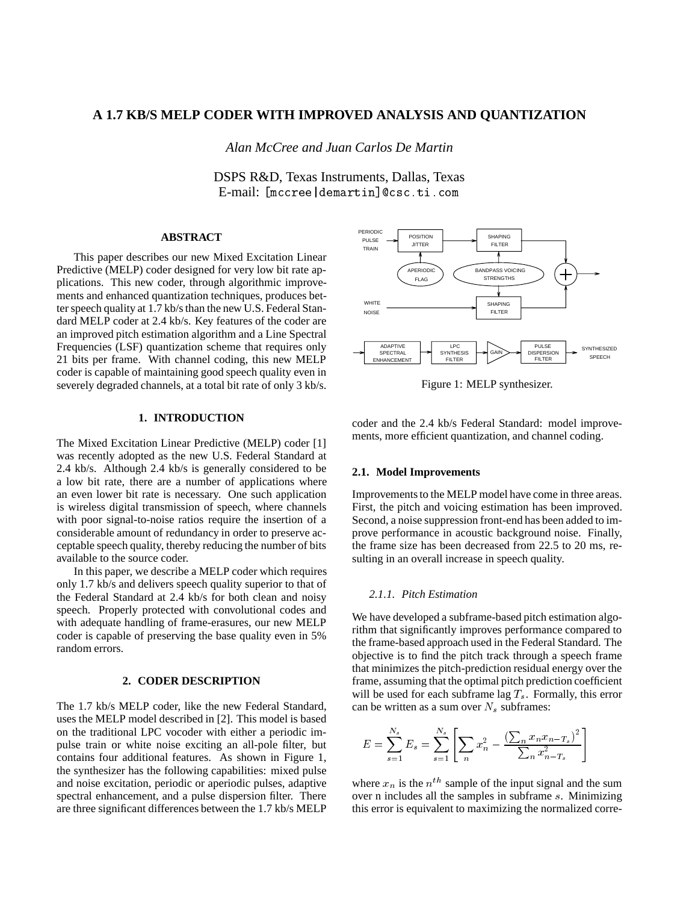# A 1.7 KB/S MELP CODER WITH IMPROVED ANALYSIS AND QUANTIZATION

*Alan McCree and Juan Carlos De Martin*

DSPS R&D, Texas Instruments, Dallas, Texas
E-mail: [mccree|demartin]@csc.ti.com

## ABSTRACT

This paper describes our new Mixed Excitation Linear Predictive (MELP) coder designed for very low bit rate applications. This new coder, through algorithmic improvements and enhanced quantization techniques, produces better speech quality at 1.7 kb/s than the new U.S. Federal Standard MELP coder at 2.4 kb/s. Key features of the coder are an improved pitch estimation algorithm and a Line Spectral Frequencies (LSF) quantization scheme that requires only 21 bits per frame. With channel coding, this new MELP coder is capable of maintaining good speech quality even in severely degraded channels, at a total bit rate of only 3 kb/s.

## 1. INTRODUCTION

The Mixed Excitation Linear Predictive (MELP) coder [1] was recently adopted as the new U.S. Federal Standard at 2.4 kb/s. Although 2.4 kb/s is generally considered to be a low bit rate, there are a number of applications where an even lower bit rate is necessary. One such application is wireless digital transmission of speech, where channels with poor signal-to-noise ratios require the insertion of a considerable amount of redundancy in order to preserve acceptable speech quality, thereby reducing the number of bits available to the source coder.

In this paper, we describe a MELP coder which requires only 1.7 kb/s and delivers speech quality superior to that of the Federal Standard at 2.4 kb/s for both clean and noisy speech. Properly protected with convolutional codes and with adequate handling of frame-erasures, our new MELP coder is capable of preserving the base quality even in 5% random errors.

## 2. CODER DESCRIPTION

The 1.7 kb/s MELP coder, like the new Federal Standard, uses the MELP model described in [2]. This model is based on the traditional LPC vocoder with either a periodic impulse train or white noise exciting an all-pole filter, but contains four additional features. As shown in Figure 1, the synthesizer has the following capabilities: mixed pulse and noise excitation, periodic or aperiodic pulses, adaptive spectral enhancement, and a pulse dispersion filter. There are three significant differences between the 1.7 kb/s MELP coder and the 2.4 kb/s Federal Standard: model improvements, more efficient quantization, and channel coding.

Figure 1: MELP synthesizer.

### 2.1. Model Improvements

Improvements to the MELP model have come in three areas. First, the pitch and voicing estimation has been improved. Second, a noise suppression front-end has been added to improve performance in acoustic background noise. Finally, the frame size has been decreased from 22.5 to 20 ms, resulting in an overall increase in speech quality.

#### *2.1.1. Pitch Estimation*

We have developed a subframe-based pitch estimation algorithm that significantly improves performance compared to the frame-based approach used in the Federal Standard. The objective is to find the pitch track through a speech frame that minimizes the pitch-prediction residual energy over the frame, assuming that the optimal pitch prediction coefficient will be used for each subframe lag $T_s$. Formally, this error can be written as a sum over $N_s$ subframes:

$$E = \sum_{s=1}^{N_s} E_s = \sum_{s=1}^{N_s} \left[ \sum_n x_n^2 - \frac{\left(\sum_n x_n x_{n-T_s}\right)^2}{\sum_n x_{n-T_s}^2} \right]$$

where $x_n$ is the $n^{th}$ sample of the input signal and the sum over n includes all the samples in subframe $s$. Minimizing this error is equivalent to maximizing the normalized corre-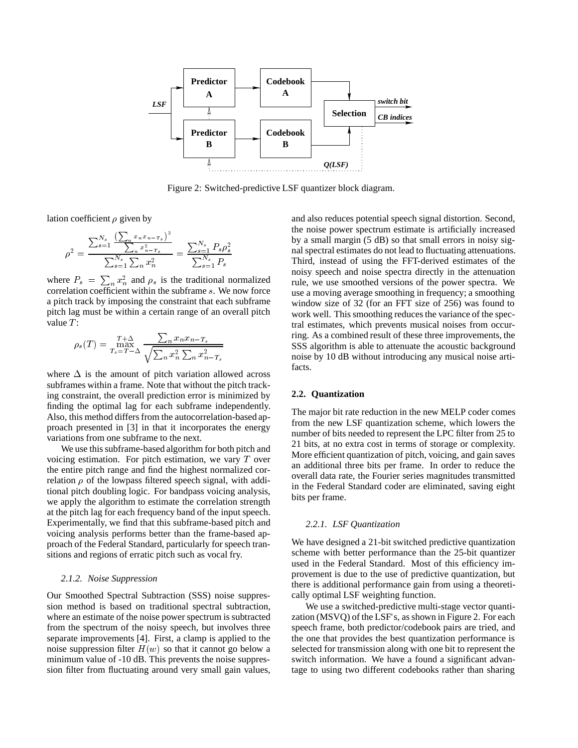Figure 2: Switched-predictive LSF quantizer block diagram.

lation coefficient $\rho$ given by

$$\rho^2 = \frac{\sum_{s=1}^{N_s} \frac{\left(\sum_n x_n x_{n-T_s}\right)^2}{\sum_n x_{n-T_s}^2}}{\sum_{s=1}^{N_s} \sum_n x_n^2} = \frac{\sum_{s=1}^{N_s} P_s \rho_s^2}{\sum_{s=1}^{N_s} P_s}$$

where $P_s = \sum_n x_n^2$ and $\rho_s$ is the traditional normalized correlation coefficient within the subframe $s$. We now force a pitch track by imposing the constraint that each subframe pitch lag must be within a certain range of an overall pitch value $T$:

$$\rho_s(T) = \max_{T_s=T-\Delta}^{T+\Delta} \frac{\sum_n x_n x_{n-T_s}}{\sqrt{\sum_n x_n^2 \sum_n x_{n-T_s}^2}}$$

where $\Delta$ is the amount of pitch variation allowed across subframes within a frame. Note that without the pitch tracking constraint, the overall prediction error is minimized by finding the optimal lag for each subframe independently. Also, this method differs from the autocorrelation-based approach presented in [3] in that it incorporates the energy variations from one subframe to the next.

We use this subframe-based algorithm for both pitch and voicing estimation. For pitch estimation, we vary $T$ over the entire pitch range and find the highest normalized correlation $\rho$ of the lowpass filtered speech signal, with additional pitch doubling logic. For bandpass voicing analysis, we apply the algorithm to estimate the correlation strength at the pitch lag for each frequency band of the input speech. Experimentally, we find that this subframe-based pitch and voicing analysis performs better than the frame-based approach of the Federal Standard, particularly for speech transitions and regions of erratic pitch such as vocal fry.

#### 2.1.2. Noise Suppression

Our Smoothed Spectral Subtraction (SSS) noise suppression method is based on traditional spectral subtraction, where an estimate of the noise power spectrum is subtracted from the spectrum of the noisy speech, but involves three separate improvements [4]. First, a clamp is applied to the noise suppression filter $H(w)$ so that it cannot go below a minimum value of -10 dB. This prevents the noise suppression filter from fluctuating around very small gain values, and also reduces potential speech signal distortion. Second, the noise power spectrum estimate is artificially increased by a small margin (5 dB) so that small errors in noisy signal spectral estimates do not lead to fluctuating attenuations. Third, instead of using the FFT-derived estimates of the noisy speech and noise spectra directly in the attenuation rule, we use smoothed versions of the power spectra. We use a moving average smoothing in frequency; a smoothing window size of 32 (for an FFT size of 256) was found to work well. This smoothing reduces the variance of the spectral estimates, which prevents musical noises from occurring. As a combined result of these three improvements, the SSS algorithm is able to attenuate the acoustic background noise by 10 dB without introducing any musical noise artifacts.

### 2.2. Quantization

The major bit rate reduction in the new MELP coder comes from the new LSF quantization scheme, which lowers the number of bits needed to represent the LPC filter from 25 to 21 bits, at no extra cost in terms of storage or complexity. More efficient quantization of pitch, voicing, and gain saves an additional three bits per frame. In order to reduce the overall data rate, the Fourier series magnitudes transmitted in the Federal Standard coder are eliminated, saving eight bits per frame.

#### 2.2.1. LSF Quantization

We have designed a 21-bit switched predictive quantization scheme with better performance than the 25-bit quantizer used in the Federal Standard. Most of this efficiency improvement is due to the use of predictive quantization, but there is additional performance gain from using a theoretically optimal LSF weighting function.

We use a switched-predictive multi-stage vector quantization (MSVQ) of the LSF's, as shown in Figure 2. For each speech frame, both predictor/codebook pairs are tried, and the one that provides the best quantization performance is selected for transmission along with one bit to represent the switch information. We have a found a significant advantage to using two different codebooks rather than sharing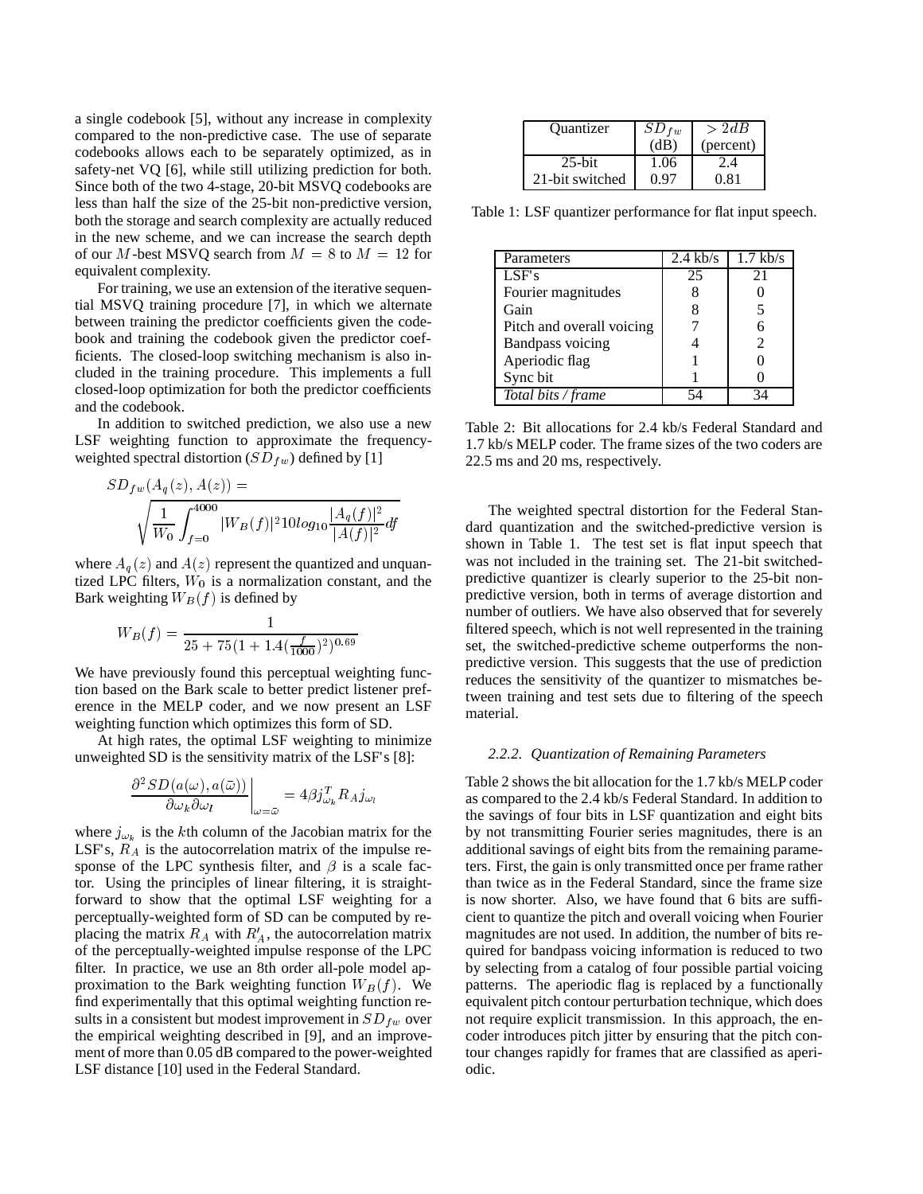a single codebook [5], without any increase in complexity compared to the non-predictive case. The use of separate codebooks allows each to be separately optimized, as in safety-net VQ [6], while still utilizing prediction for both. Since both of the two 4-stage, 20-bit MSVQ codebooks are less than half the size of the 25-bit non-predictive version, both the storage and search complexity are actually reduced in the new scheme, and we can increase the search depth of our $M$-best MSVQ search from $M = 8$ to $M = 12$ for equivalent complexity.

For training, we use an extension of the iterative sequential MSVQ training procedure [7], in which we alternate between training the predictor coefficients given the codebook and training the codebook given the predictor coefficients. The closed-loop switching mechanism is also included in the training procedure. This implements a full closed-loop optimization for both the predictor coefficients and the codebook.

In addition to switched prediction, we also use a new LSF weighting function to approximate the frequency-weighted spectral distortion ($SD_{fw}$) defined by [1]

$$SD_{fw}(A_q(z), A(z)) = \sqrt{\frac{1}{W_0}\int_{f=0}^{4000} |W_B(f)|^2 10log_{10}\frac{|A_q(f)|^2}{|A(f)|^2}df}$$

where $A_q(z)$ and $A(z)$ represent the quantized and unquantized LPC filters, $W_0$ is a normalization constant, and the Bark weighting $W_B(f)$ is defined by

$$W_B(f) = \frac{1}{25 + 75(1 + 1.4(\frac{f}{1000})^2)^{0.69}}$$

We have previously found this perceptual weighting function based on the Bark scale to better predict listener preference in the MELP coder, and we now present an LSF weighting function which optimizes this form of SD.

At high rates, the optimal LSF weighting to minimize unweighted SD is the sensitivity matrix of the LSF's [8]:

$$\left.\frac{\partial^2 SD(a(\omega), a(\bar{\omega}))}{\partial\omega_k \partial\omega_l}\right|_{\omega=\bar{\omega}} = 4\beta j_{\omega_k}^T R_A j_{\omega_l}$$

where $j_{\omega_k}$ is the $k$th column of the Jacobian matrix for the LSF's, $R_A$ is the autocorrelation matrix of the impulse response of the LPC synthesis filter, and $\beta$ is a scale factor. Using the principles of linear filtering, it is straightforward to show that the optimal LSF weighting for a perceptually-weighted form of SD can be computed by replacing the matrix $R_A$ with $R'_A$, the autocorrelation matrix of the perceptually-weighted impulse response of the LPC filter. In practice, we use an 8th order all-pole model approximation to the Bark weighting function $W_B(f)$. We find experimentally that this optimal weighting function results in a consistent but modest improvement in $SD_{fw}$ over the empirical weighting described in [9], and an improvement of more than 0.05 dB compared to the power-weighted LSF distance [10] used in the Federal Standard.

| Quantizer | $SD_{fw}$ (dB) | $> 2dB$ (percent) |
|---|---|---|
| 25-bit | 1.06 | 2.4 |
| 21-bit switched | 0.97 | 0.81 |

Table 1: LSF quantizer performance for flat input speech.

| Parameters | 2.4 kb/s | 1.7 kb/s |
|---|---|---|
| LSF's | 25 | 21 |
| Fourier magnitudes | 8 | 0 |
| Gain | 8 | 5 |
| Pitch and overall voicing | 7 | 6 |
| Bandpass voicing | 4 | 2 |
| Aperiodic flag | 1 | 0 |
| Sync bit | 1 | 0 |
| *Total bits / frame* | 54 | 34 |

Table 2: Bit allocations for 2.4 kb/s Federal Standard and 1.7 kb/s MELP coder. The frame sizes of the two coders are 22.5 ms and 20 ms, respectively.

The weighted spectral distortion for the Federal Standard quantization and the switched-predictive version is shown in Table 1. The test set is flat input speech that was not included in the training set. The 21-bit switched-predictive quantizer is clearly superior to the 25-bit non-predictive version, both in terms of average distortion and number of outliers. We have also observed that for severely filtered speech, which is not well represented in the training set, the switched-predictive scheme outperforms the non-predictive version. This suggests that the use of prediction reduces the sensitivity of the quantizer to mismatches between training and test sets due to filtering of the speech material.

#### *2.2.2. Quantization of Remaining Parameters*

Table 2 shows the bit allocation for the 1.7 kb/s MELP coder as compared to the 2.4 kb/s Federal Standard. In addition to the savings of four bits in LSF quantization and eight bits by not transmitting Fourier series magnitudes, there is an additional savings of eight bits from the remaining parameters. First, the gain is only transmitted once per frame rather than twice as in the Federal Standard, since the frame size is now shorter. Also, we have found that 6 bits are sufficient to quantize the pitch and overall voicing when Fourier magnitudes are not used. In addition, the number of bits required for bandpass voicing information is reduced to two by selecting from a catalog of four possible partial voicing patterns. The aperiodic flag is replaced by a functionally equivalent pitch contour perturbation technique, which does not require explicit transmission. In this approach, the encoder introduces pitch jitter by ensuring that the pitch contour changes rapidly for frames that are classified as aperiodic.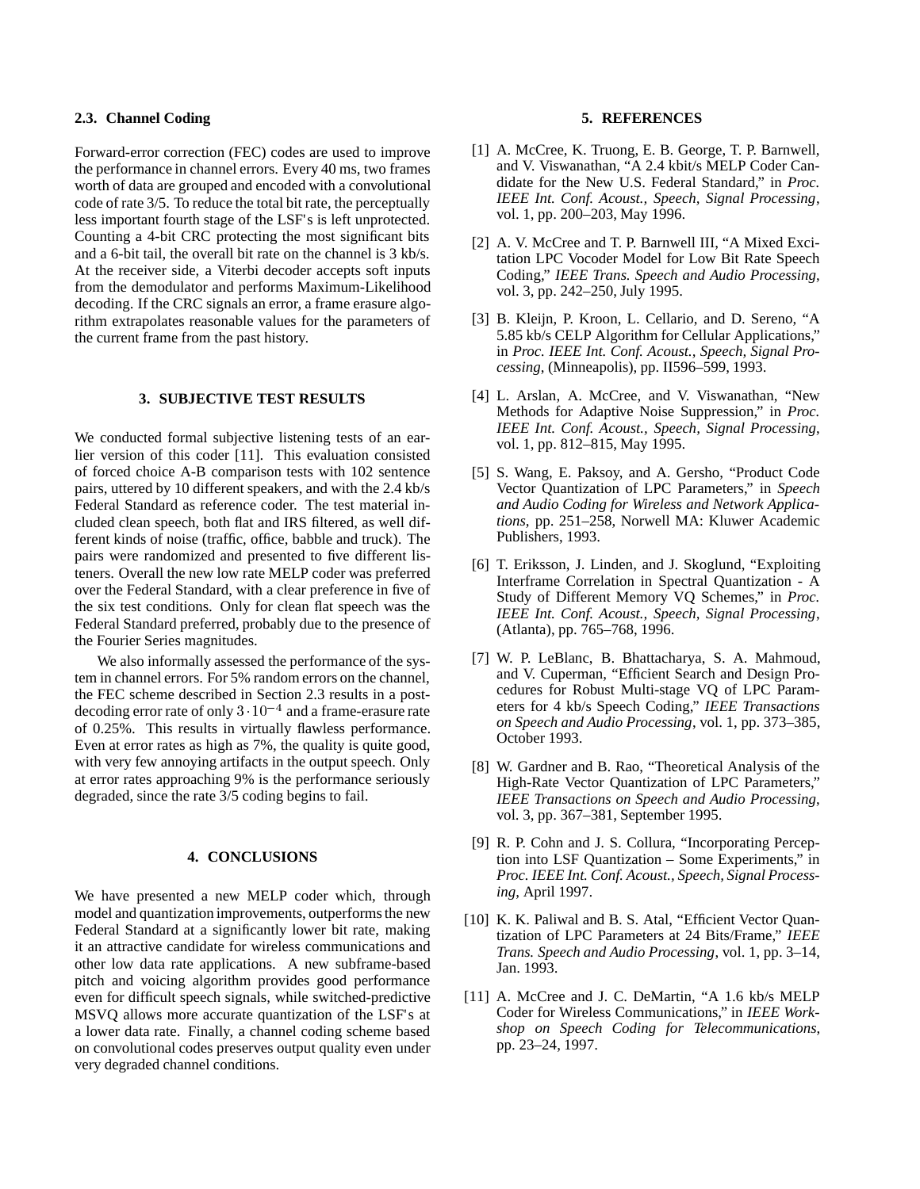### 2.3. Channel Coding

Forward-error correction (FEC) codes are used to improve the performance in channel errors. Every 40 ms, two frames worth of data are grouped and encoded with a convolutional code of rate 3/5. To reduce the total bit rate, the perceptually less important fourth stage of the LSF's is left unprotected. Counting a 4-bit CRC protecting the most significant bits and a 6-bit tail, the overall bit rate on the channel is 3 kb/s. At the receiver side, a Viterbi decoder accepts soft inputs from the demodulator and performs Maximum-Likelihood decoding. If the CRC signals an error, a frame erasure algorithm extrapolates reasonable values for the parameters of the current frame from the past history.

## 3. SUBJECTIVE TEST RESULTS

We conducted formal subjective listening tests of an earlier version of this coder [11]. This evaluation consisted of forced choice A-B comparison tests with 102 sentence pairs, uttered by 10 different speakers, and with the 2.4 kb/s Federal Standard as reference coder. The test material included clean speech, both flat and IRS filtered, as well different kinds of noise (traffic, office, babble and truck). The pairs were randomized and presented to five different listeners. Overall the new low rate MELP coder was preferred over the Federal Standard, with a clear preference in five of the six test conditions. Only for clean flat speech was the Federal Standard preferred, probably due to the presence of the Fourier Series magnitudes.

We also informally assessed the performance of the system in channel errors. For 5% random errors on the channel, the FEC scheme described in Section 2.3 results in a post-decoding error rate of only $3 \cdot 10^{-4}$ and a frame-erasure rate of 0.25%. This results in virtually flawless performance. Even at error rates as high as 7%, the quality is quite good, with very few annoying artifacts in the output speech. Only at error rates approaching 9% is the performance seriously degraded, since the rate 3/5 coding begins to fail.

## 4. CONCLUSIONS

We have presented a new MELP coder which, through model and quantization improvements, outperforms the new Federal Standard at a significantly lower bit rate, making it an attractive candidate for wireless communications and other low data rate applications. A new subframe-based pitch and voicing algorithm provides good performance even for difficult speech signals, while switched-predictive MSVQ allows more accurate quantization of the LSF's at a lower data rate. Finally, a channel coding scheme based on convolutional codes preserves output quality even under very degraded channel conditions.

## 5. REFERENCES

[1] A. McCree, K. Truong, E. B. George, T. P. Barnwell, and V. Viswanathan, "A 2.4 kbit/s MELP Coder Candidate for the New U.S. Federal Standard," in *Proc. IEEE Int. Conf. Acoust., Speech, Signal Processing*, vol. 1, pp. 200–203, May 1996.

[2] A. V. McCree and T. P. Barnwell III, "A Mixed Excitation LPC Vocoder Model for Low Bit Rate Speech Coding," *IEEE Trans. Speech and Audio Processing*, vol. 3, pp. 242–250, July 1995.

[3] B. Kleijn, P. Kroon, L. Cellario, and D. Sereno, "A 5.85 kb/s CELP Algorithm for Cellular Applications," in *Proc. IEEE Int. Conf. Acoust., Speech, Signal Processing*, (Minneapolis), pp. II596–599, 1993.

[4] L. Arslan, A. McCree, and V. Viswanathan, "New Methods for Adaptive Noise Suppression," in *Proc. IEEE Int. Conf. Acoust., Speech, Signal Processing*, vol. 1, pp. 812–815, May 1995.

[5] S. Wang, E. Paksoy, and A. Gersho, "Product Code Vector Quantization of LPC Parameters," in *Speech and Audio Coding for Wireless and Network Applications*, pp. 251–258, Norwell MA: Kluwer Academic Publishers, 1993.

[6] T. Eriksson, J. Linden, and J. Skoglund, "Exploiting Interframe Correlation in Spectral Quantization - A Study of Different Memory VQ Schemes," in *Proc. IEEE Int. Conf. Acoust., Speech, Signal Processing*, (Atlanta), pp. 765–768, 1996.

[7] W. P. LeBlanc, B. Bhattacharya, S. A. Mahmoud, and V. Cuperman, "Efficient Search and Design Procedures for Robust Multi-stage VQ of LPC Parameters for 4 kb/s Speech Coding," *IEEE Transactions on Speech and Audio Processing*, vol. 1, pp. 373–385, October 1993.

[8] W. Gardner and B. Rao, "Theoretical Analysis of the High-Rate Vector Quantization of LPC Parameters," *IEEE Transactions on Speech and Audio Processing*, vol. 3, pp. 367–381, September 1995.

[9] R. P. Cohn and J. S. Collura, "Incorporating Perception into LSF Quantization – Some Experiments," in *Proc. IEEE Int. Conf. Acoust., Speech, Signal Processing*, April 1997.

[10] K. K. Paliwal and B. S. Atal, "Efficient Vector Quantization of LPC Parameters at 24 Bits/Frame," *IEEE Trans. Speech and Audio Processing*, vol. 1, pp. 3–14, Jan. 1993.

[11] A. McCree and J. C. DeMartin, "A 1.6 kb/s MELP Coder for Wireless Communications," in *IEEE Workshop on Speech Coding for Telecommunications*, pp. 23–24, 1997.